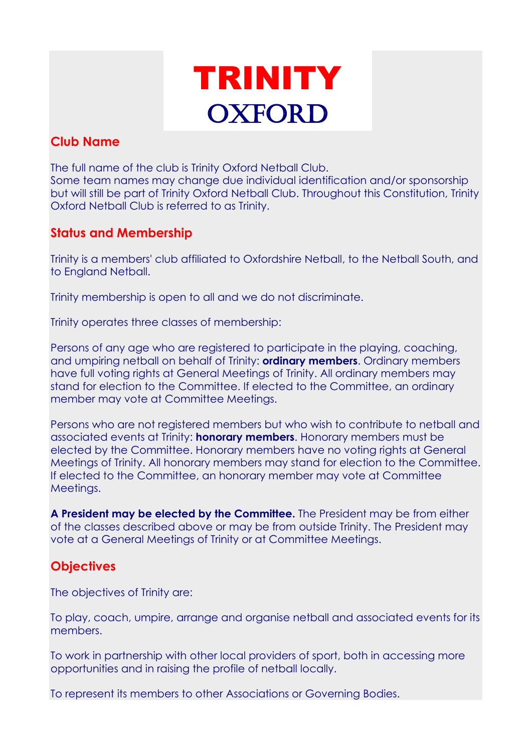# TRINITY
# OXFORD

## Club Name

The full name of the club is Trinity Oxford Netball Club.
Some team names may change due individual identification and/or sponsorship but will still be part of Trinity Oxford Netball Club. Throughout this Constitution, Trinity Oxford Netball Club is referred to as Trinity.

## Status and Membership

Trinity is a members' club affiliated to Oxfordshire Netball, to the Netball South, and to England Netball.

Trinity membership is open to all and we do not discriminate.

Trinity operates three classes of membership:

Persons of any age who are registered to participate in the playing, coaching, and umpiring netball on behalf of Trinity: **ordinary members**. Ordinary members have full voting rights at General Meetings of Trinity. All ordinary members may stand for election to the Committee. If elected to the Committee, an ordinary member may vote at Committee Meetings.

Persons who are not registered members but who wish to contribute to netball and associated events at Trinity: **honorary members**. Honorary members must be elected by the Committee. Honorary members have no voting rights at General Meetings of Trinity. All honorary members may stand for election to the Committee. If elected to the Committee, an honorary member may vote at Committee Meetings.

**A President may be elected by the Committee.** The President may be from either of the classes described above or may be from outside Trinity. The President may vote at a General Meetings of Trinity or at Committee Meetings.

## Objectives

The objectives of Trinity are:

To play, coach, umpire, arrange and organise netball and associated events for its members.

To work in partnership with other local providers of sport, both in accessing more opportunities and in raising the profile of netball locally.

To represent its members to other Associations or Governing Bodies.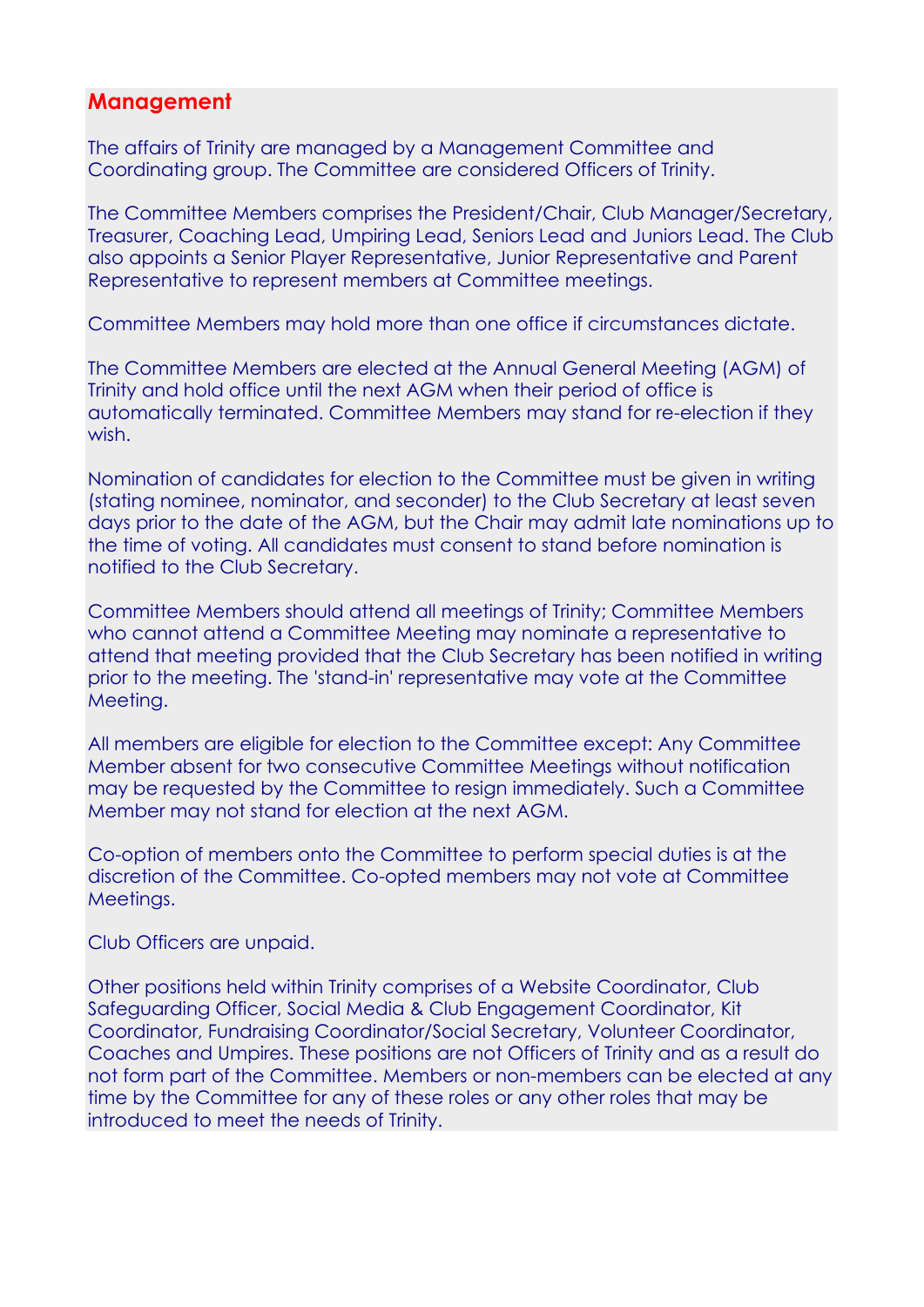## Management

The affairs of Trinity are managed by a Management Committee and Coordinating group. The Committee are considered Officers of Trinity.

The Committee Members comprises the President/Chair, Club Manager/Secretary, Treasurer, Coaching Lead, Umpiring Lead, Seniors Lead and Juniors Lead. The Club also appoints a Senior Player Representative, Junior Representative and Parent Representative to represent members at Committee meetings.

Committee Members may hold more than one office if circumstances dictate.

The Committee Members are elected at the Annual General Meeting (AGM) of Trinity and hold office until the next AGM when their period of office is automatically terminated. Committee Members may stand for re-election if they wish.

Nomination of candidates for election to the Committee must be given in writing (stating nominee, nominator, and seconder) to the Club Secretary at least seven days prior to the date of the AGM, but the Chair may admit late nominations up to the time of voting. All candidates must consent to stand before nomination is notified to the Club Secretary.

Committee Members should attend all meetings of Trinity; Committee Members who cannot attend a Committee Meeting may nominate a representative to attend that meeting provided that the Club Secretary has been notified in writing prior to the meeting. The 'stand-in' representative may vote at the Committee Meeting.

All members are eligible for election to the Committee except: Any Committee Member absent for two consecutive Committee Meetings without notification may be requested by the Committee to resign immediately. Such a Committee Member may not stand for election at the next AGM.

Co-option of members onto the Committee to perform special duties is at the discretion of the Committee. Co-opted members may not vote at Committee Meetings.

Club Officers are unpaid.

Other positions held within Trinity comprises of a Website Coordinator, Club Safeguarding Officer, Social Media & Club Engagement Coordinator, Kit Coordinator, Fundraising Coordinator/Social Secretary, Volunteer Coordinator, Coaches and Umpires. These positions are not Officers of Trinity and as a result do not form part of the Committee. Members or non-members can be elected at any time by the Committee for any of these roles or any other roles that may be introduced to meet the needs of Trinity.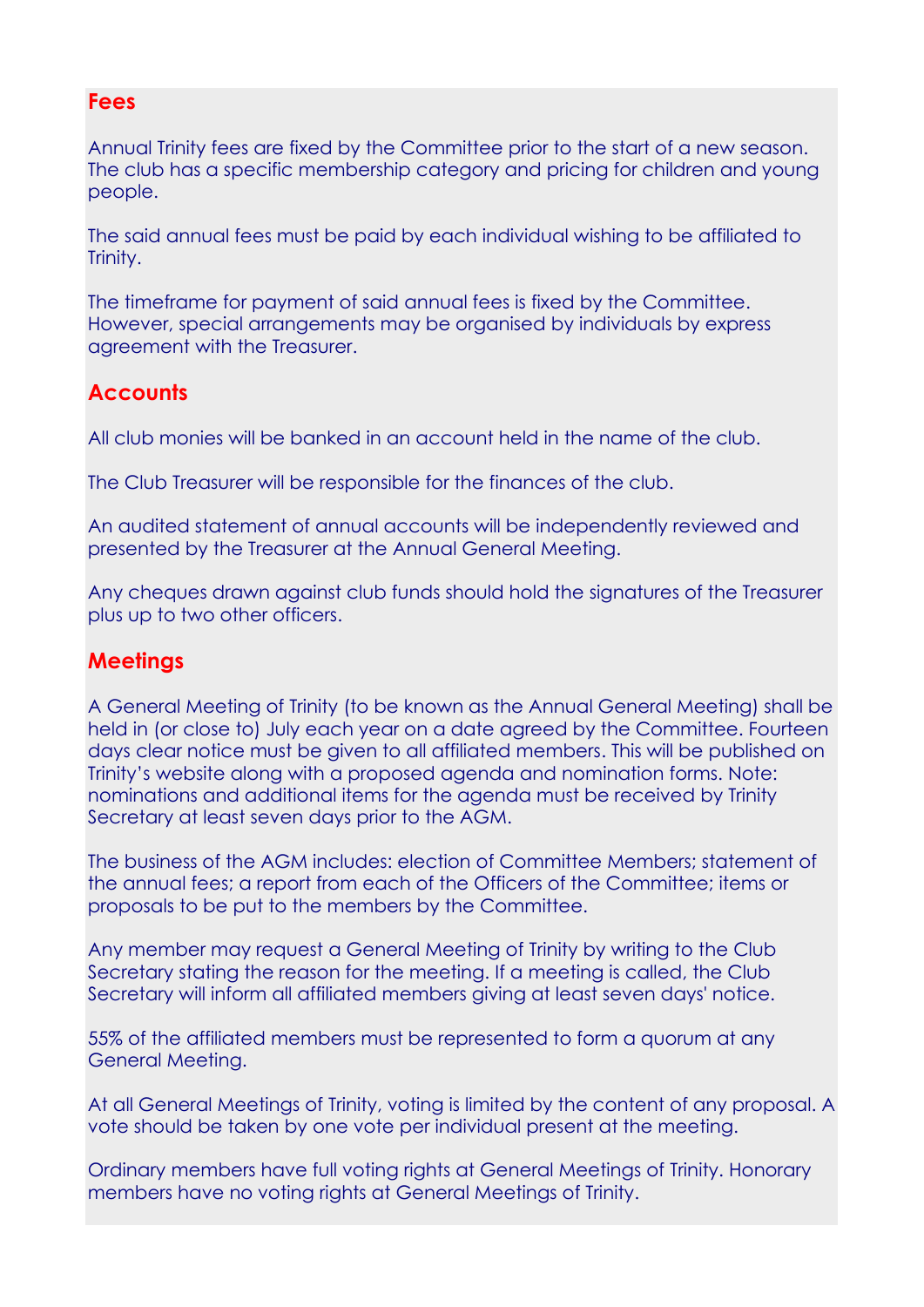## Fees

Annual Trinity fees are fixed by the Committee prior to the start of a new season. The club has a specific membership category and pricing for children and young people.

The said annual fees must be paid by each individual wishing to be affiliated to Trinity.

The timeframe for payment of said annual fees is fixed by the Committee. However, special arrangements may be organised by individuals by express agreement with the Treasurer.

## Accounts

All club monies will be banked in an account held in the name of the club.

The Club Treasurer will be responsible for the finances of the club.

An audited statement of annual accounts will be independently reviewed and presented by the Treasurer at the Annual General Meeting.

Any cheques drawn against club funds should hold the signatures of the Treasurer plus up to two other officers.

## Meetings

A General Meeting of Trinity (to be known as the Annual General Meeting) shall be held in (or close to) July each year on a date agreed by the Committee. Fourteen days clear notice must be given to all affiliated members. This will be published on Trinity's website along with a proposed agenda and nomination forms. Note: nominations and additional items for the agenda must be received by Trinity Secretary at least seven days prior to the AGM.

The business of the AGM includes: election of Committee Members; statement of the annual fees; a report from each of the Officers of the Committee; items or proposals to be put to the members by the Committee.

Any member may request a General Meeting of Trinity by writing to the Club Secretary stating the reason for the meeting. If a meeting is called, the Club Secretary will inform all affiliated members giving at least seven days' notice.

55% of the affiliated members must be represented to form a quorum at any General Meeting.

At all General Meetings of Trinity, voting is limited by the content of any proposal. A vote should be taken by one vote per individual present at the meeting.

Ordinary members have full voting rights at General Meetings of Trinity. Honorary members have no voting rights at General Meetings of Trinity.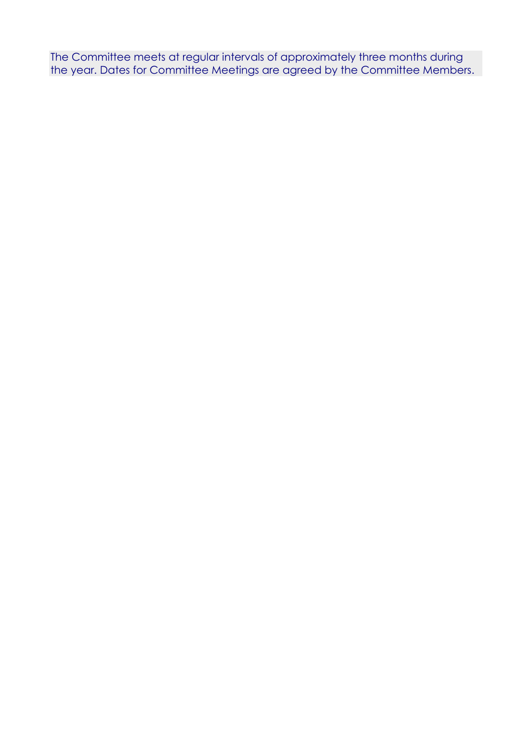The Committee meets at regular intervals of approximately three months during the year. Dates for Committee Meetings are agreed by the Committee Members.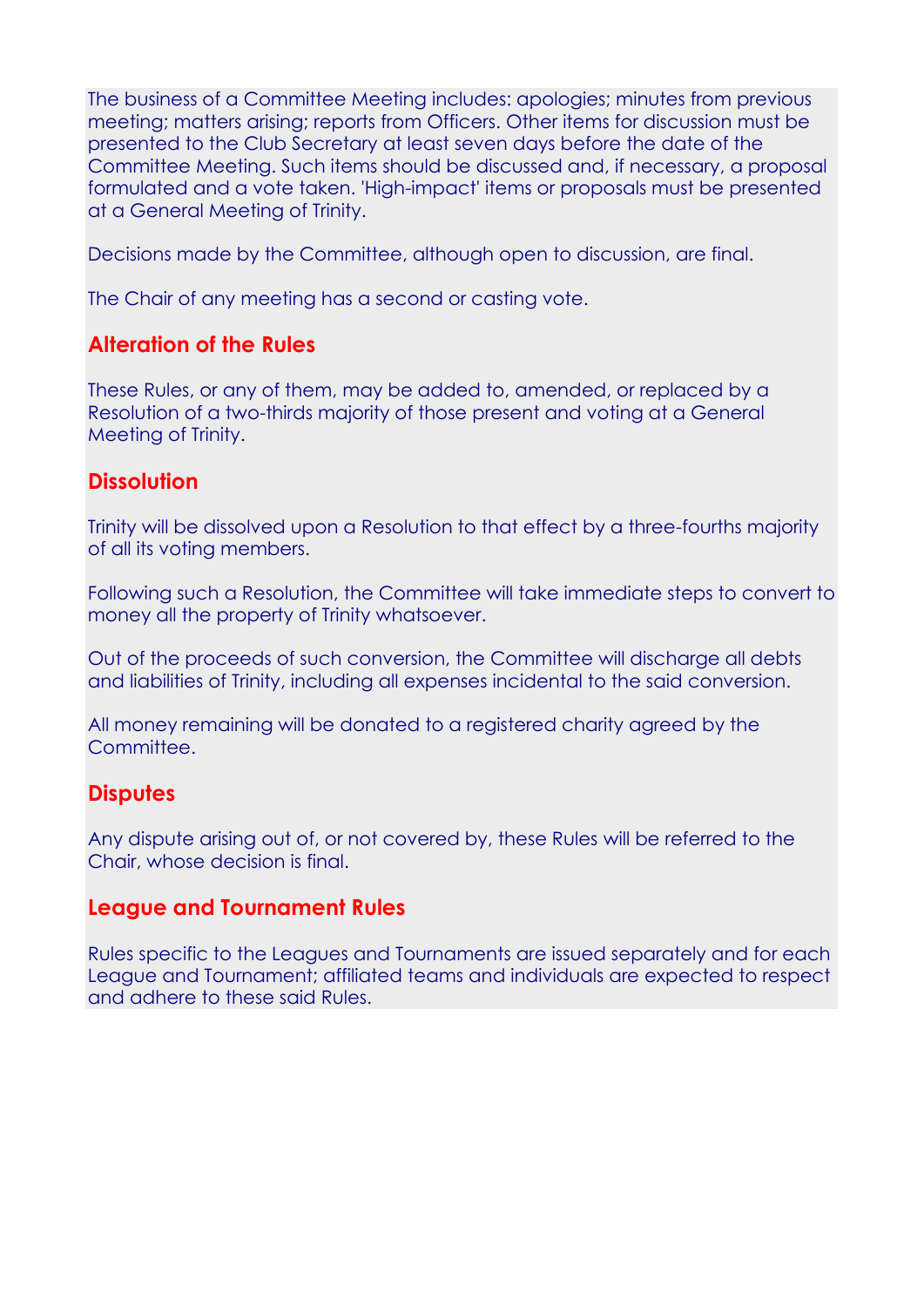The business of a Committee Meeting includes: apologies; minutes from previous meeting; matters arising; reports from Officers. Other items for discussion must be presented to the Club Secretary at least seven days before the date of the Committee Meeting. Such items should be discussed and, if necessary, a proposal formulated and a vote taken. 'High-impact' items or proposals must be presented at a General Meeting of Trinity.

Decisions made by the Committee, although open to discussion, are final.

The Chair of any meeting has a second or casting vote.

## Alteration of the Rules

These Rules, or any of them, may be added to, amended, or replaced by a Resolution of a two-thirds majority of those present and voting at a General Meeting of Trinity.

## Dissolution

Trinity will be dissolved upon a Resolution to that effect by a three-fourths majority of all its voting members.

Following such a Resolution, the Committee will take immediate steps to convert to money all the property of Trinity whatsoever.

Out of the proceeds of such conversion, the Committee will discharge all debts and liabilities of Trinity, including all expenses incidental to the said conversion.

All money remaining will be donated to a registered charity agreed by the Committee.

## Disputes

Any dispute arising out of, or not covered by, these Rules will be referred to the Chair, whose decision is final.

## League and Tournament Rules

Rules specific to the Leagues and Tournaments are issued separately and for each League and Tournament; affiliated teams and individuals are expected to respect and adhere to these said Rules.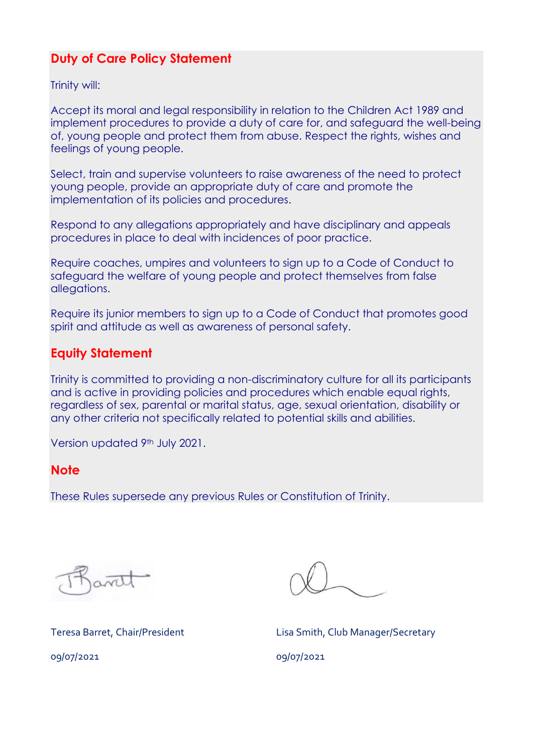## Duty of Care Policy Statement

Trinity will:

Accept its moral and legal responsibility in relation to the Children Act 1989 and implement procedures to provide a duty of care for, and safeguard the well-being of, young people and protect them from abuse. Respect the rights, wishes and feelings of young people.

Select, train and supervise volunteers to raise awareness of the need to protect young people, provide an appropriate duty of care and promote the implementation of its policies and procedures.

Respond to any allegations appropriately and have disciplinary and appeals procedures in place to deal with incidences of poor practice.

Require coaches, umpires and volunteers to sign up to a Code of Conduct to safeguard the welfare of young people and protect themselves from false allegations.

Require its junior members to sign up to a Code of Conduct that promotes good spirit and attitude as well as awareness of personal safety.

## Equity Statement

Trinity is committed to providing a non-discriminatory culture for all its participants and is active in providing policies and procedures which enable equal rights, regardless of sex, parental or marital status, age, sexual orientation, disability or any other criteria not specifically related to potential skills and abilities.

Version updated 9th July 2021.

## Note

These Rules supersede any previous Rules or Constitution of Trinity.

Teresa Barret, Chair/President

09/07/2021

Lisa Smith, Club Manager/Secretary

09/07/2021